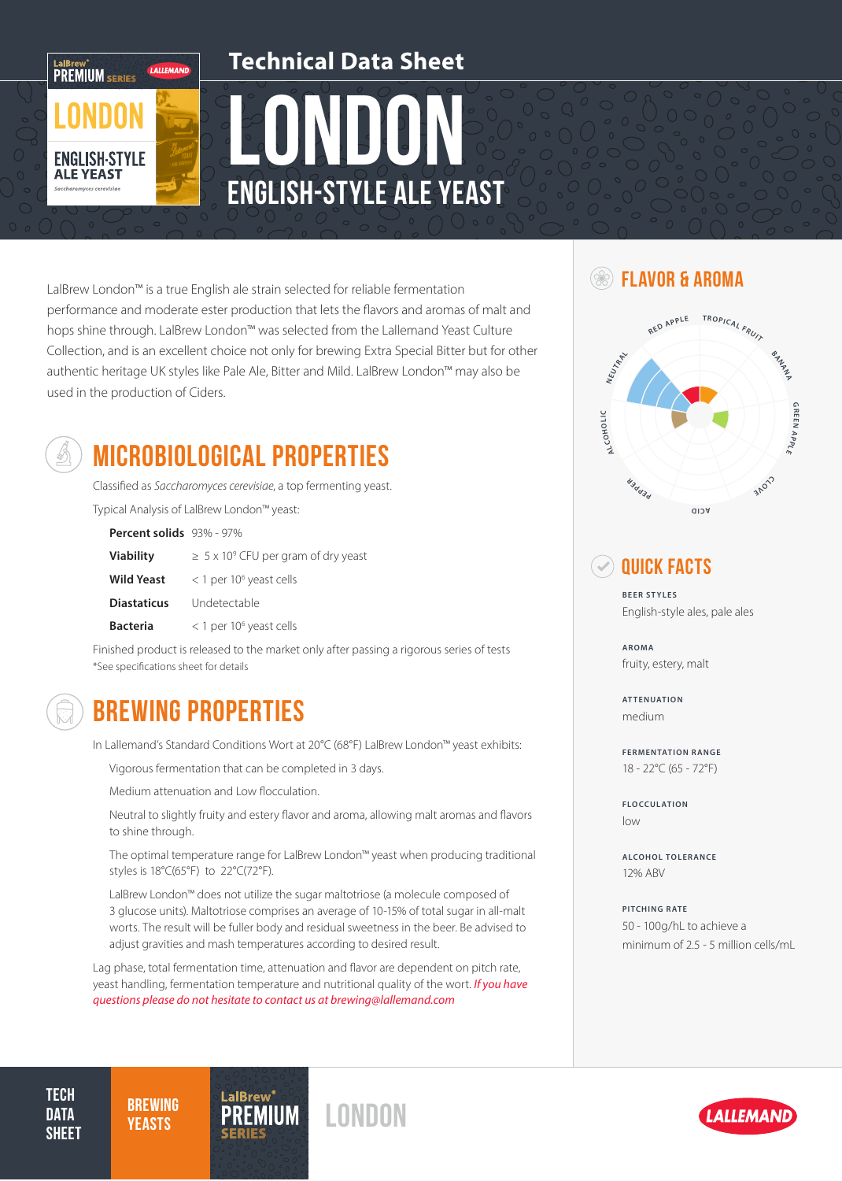# Technical Data Sheet

# LONDON

## ENGLISH-STYLE ALE YEAST

LalBrew London™ is a true English ale strain selected for reliable fermentation performance and moderate ester production that lets the flavors and aromas of malt and hops shine through. LalBrew London™ was selected from the Lallemand Yeast Culture Collection, and is an excellent choice not only for brewing Extra Special Bitter but for other authentic heritage UK styles like Pale Ale, Bitter and Mild. LalBrew London™ may also be used in the production of Ciders.

## MICROBIOLOGICAL PROPERTIES

Classified as *Saccharomyces cerevisiae*, a top fermenting yeast.

Typical Analysis of LalBrew London™ yeast:

| | |
|---|---|
| **Percent solids** | 93% - 97% |
| **Viability** | ≥ $5 \times 10^9$ CFU per gram of dry yeast |
| **Wild Yeast** | < 1 per $10^6$ yeast cells |
| **Diastaticus** | Undetectable |
| **Bacteria** | < 1 per $10^6$ yeast cells |

Finished product is released to the market only after passing a rigorous series of tests
*See specifications sheet for details

## BREWING PROPERTIES

In Lallemand's Standard Conditions Wort at 20°C (68°F) LalBrew London™ yeast exhibits:

- Vigorous fermentation that can be completed in 3 days.
- Medium attenuation and Low flocculation.
- Neutral to slightly fruity and estery flavor and aroma, allowing malt aromas and flavors to shine through.
- The optimal temperature range for LalBrew London™ yeast when producing traditional styles is 18°C(65°F) to 22°C(72°F).
- LalBrew London™ does not utilize the sugar maltotriose (a molecule composed of 3 glucose units). Maltotriose comprises an average of 10-15% of total sugar in all-malt worts. The result will be fuller body and residual sweetness in the beer. Be advised to adjust gravities and mash temperatures according to desired result.

Lag phase, total fermentation time, attenuation and flavor are dependent on pitch rate, yeast handling, fermentation temperature and nutritional quality of the wort. *If you have questions please do not hesitate to contact us at brewing@lallemand.com*

## FLAVOR & AROMA

Red Apple, Tropical Fruit, Banana, Green Apple, Clove, Acid, Pepper, Alcoholic, Neutral

## QUICK FACTS

**BEER STYLES**
English-style ales, pale ales

**AROMA**
fruity, estery, malt

**ATTENUATION**
medium

**FERMENTATION RANGE**
18 - 22°C (65 - 72°F)

**FLOCCULATION**
low

**ALCOHOL TOLERANCE**
12% ABV

**PITCHING RATE**
50 - 100g/hL to achieve a minimum of 2.5 - 5 million cells/mL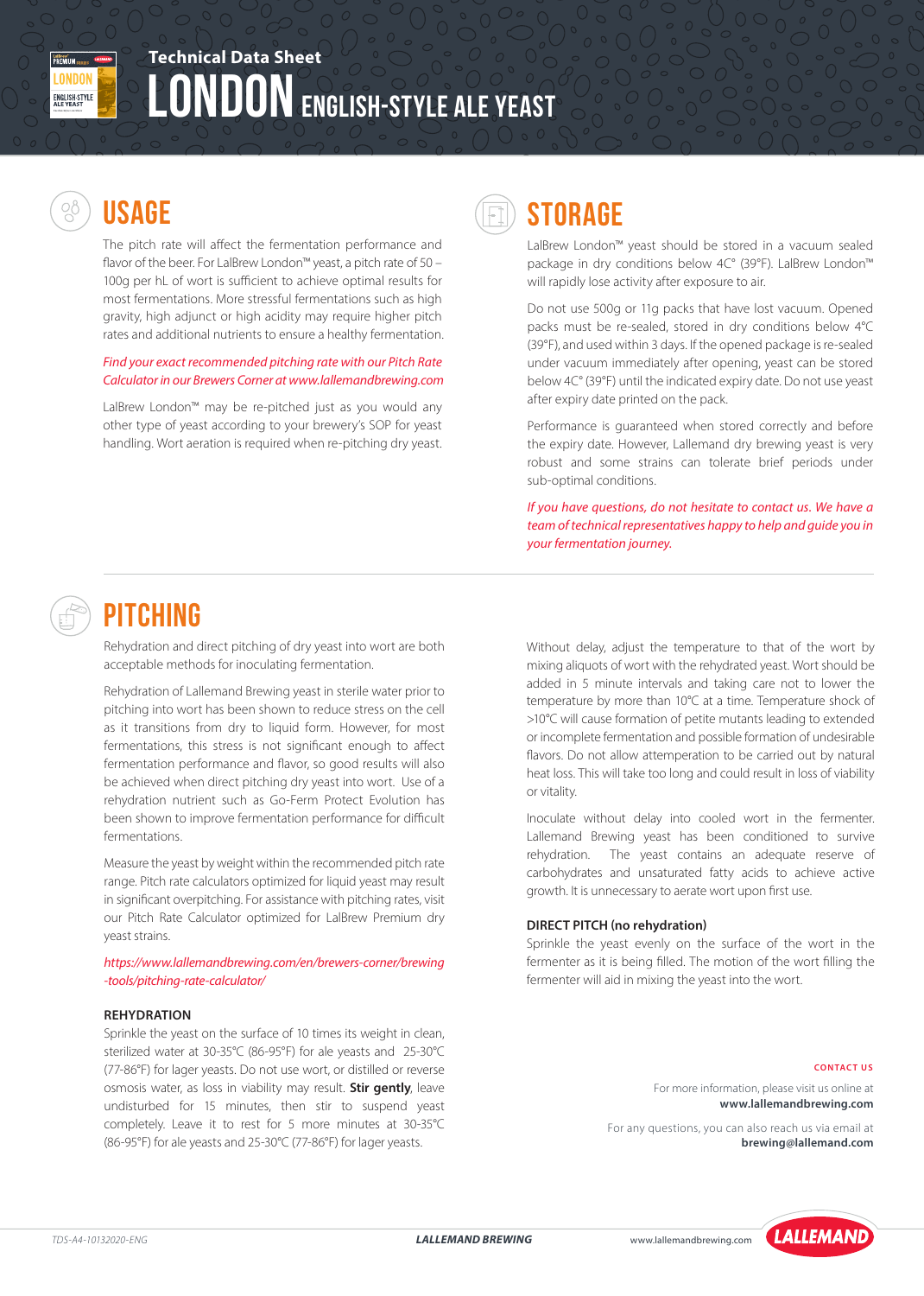Technical Data Sheet

# LONDON ENGLISH-STYLE ALE YEAST

## USAGE

The pitch rate will affect the fermentation performance and flavor of the beer. For LalBrew London™ yeast, a pitch rate of 50 – 100g per hL of wort is sufficient to achieve optimal results for most fermentations. More stressful fermentations such as high gravity, high adjunct or high acidity may require higher pitch rates and additional nutrients to ensure a healthy fermentation.

*Find your exact recommended pitching rate with our Pitch Rate Calculator in our Brewers Corner at www.lallemandbrewing.com*

LalBrew London™ may be re-pitched just as you would any other type of yeast according to your brewery's SOP for yeast handling. Wort aeration is required when re-pitching dry yeast.

## STORAGE

LalBrew London™ yeast should be stored in a vacuum sealed package in dry conditions below 4C° (39°F). LalBrew London™ will rapidly lose activity after exposure to air.

Do not use 500g or 11g packs that have lost vacuum. Opened packs must be re-sealed, stored in dry conditions below 4°C (39°F), and used within 3 days. If the opened package is re-sealed under vacuum immediately after opening, yeast can be stored below 4C° (39°F) until the indicated expiry date. Do not use yeast after expiry date printed on the pack.

Performance is guaranteed when stored correctly and before the expiry date. However, Lallemand dry brewing yeast is very robust and some strains can tolerate brief periods under sub-optimal conditions.

*If you have questions, do not hesitate to contact us. We have a team of technical representatives happy to help and guide you in your fermentation journey.*

## PITCHING

Rehydration and direct pitching of dry yeast into wort are both acceptable methods for inoculating fermentation.

Rehydration of Lallemand Brewing yeast in sterile water prior to pitching into wort has been shown to reduce stress on the cell as it transitions from dry to liquid form. However, for most fermentations, this stress is not significant enough to affect fermentation performance and flavor, so good results will also be achieved when direct pitching dry yeast into wort. Use of a rehydration nutrient such as Go-Ferm Protect Evolution has been shown to improve fermentation performance for difficult fermentations.

Measure the yeast by weight within the recommended pitch rate range. Pitch rate calculators optimized for liquid yeast may result in significant overpitching. For assistance with pitching rates, visit our Pitch Rate Calculator optimized for LalBrew Premium dry yeast strains.

*https://www.lallemandbrewing.com/en/brewers-corner/brewing-tools/pitching-rate-calculator/*

### REHYDRATION

Sprinkle the yeast on the surface of 10 times its weight in clean, sterilized water at 30-35°C (86-95°F) for ale yeasts and 25-30°C (77-86°F) for lager yeasts. Do not use wort, or distilled or reverse osmosis water, as loss in viability may result. **Stir gently**, leave undisturbed for 15 minutes, then stir to suspend yeast completely. Leave it to rest for 5 more minutes at 30-35°C (86-95°F) for ale yeasts and 25-30°C (77-86°F) for lager yeasts.

Without delay, adjust the temperature to that of the wort by mixing aliquots of wort with the rehydrated yeast. Wort should be added in 5 minute intervals and taking care not to lower the temperature by more than 10°C at a time. Temperature shock of >10°C will cause formation of petite mutants leading to extended or incomplete fermentation and possible formation of undesirable flavors. Do not allow attemperation to be carried out by natural heat loss. This will take too long and could result in loss of viability or vitality.

Inoculate without delay into cooled wort in the fermenter. Lallemand Brewing yeast has been conditioned to survive rehydration. The yeast contains an adequate reserve of carbohydrates and unsaturated fatty acids to achieve active growth. It is unnecessary to aerate wort upon first use.

### DIRECT PITCH (no rehydration)

Sprinkle the yeast evenly on the surface of the wort in the fermenter as it is being filled. The motion of the wort filling the fermenter will aid in mixing the yeast into the wort.

**CONTACT US**

For more information, please visit us online at **www.lallemandbrewing.com**

For any questions, you can also reach us via email at **brewing@lallemand.com**

TDS-A4-10132020-ENG